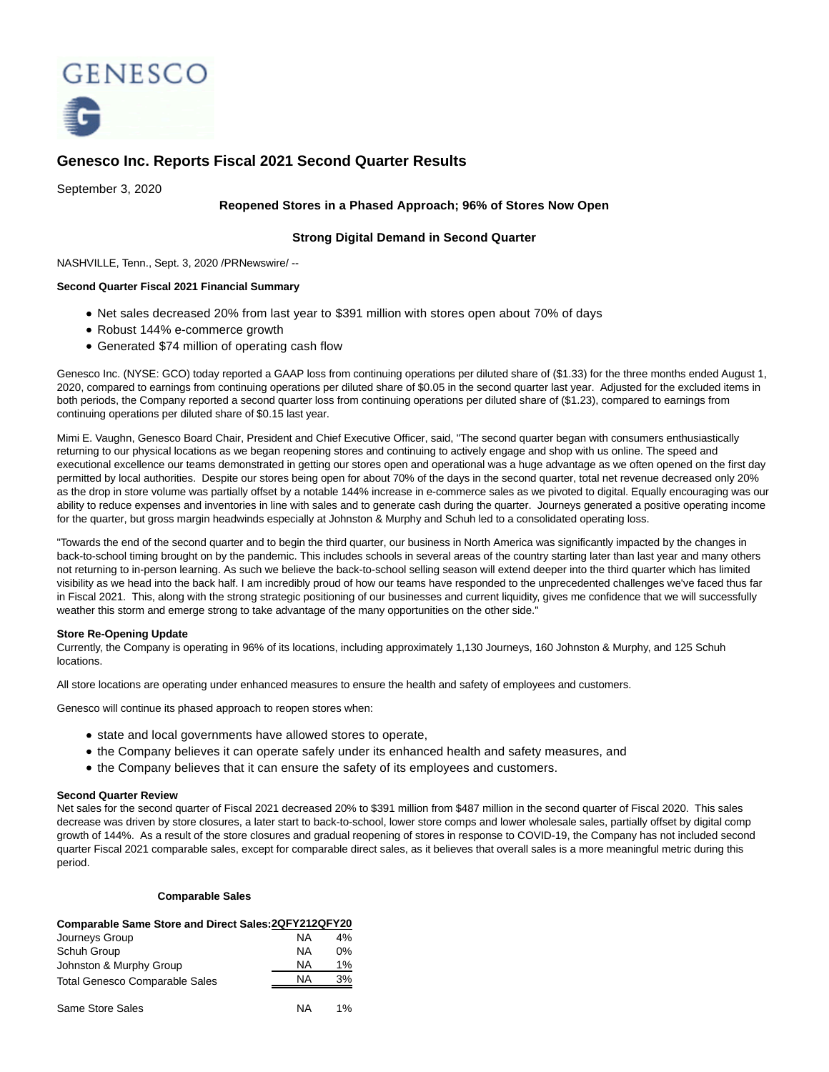GENESCO

# Genesco Inc. Reports Fiscal 2021 Second Quarter Results

September 3, 2020

**Reopened Stores in a Phased Approach; 96% of Stores Now Open**

**Strong Digital Demand in Second Quarter**

NASHVILLE, Tenn., Sept. 3, 2020 /PRNewswire/ --

**Second Quarter Fiscal 2021 Financial Summary**

- Net sales decreased 20% from last year to $391 million with stores open about 70% of days
- Robust 144% e-commerce growth
- Generated $74 million of operating cash flow

Genesco Inc. (NYSE: GCO) today reported a GAAP loss from continuing operations per diluted share of ($1.33) for the three months ended August 1, 2020, compared to earnings from continuing operations per diluted share of $0.05 in the second quarter last year. Adjusted for the excluded items in both periods, the Company reported a second quarter loss from continuing operations per diluted share of ($1.23), compared to earnings from continuing operations per diluted share of $0.15 last year.

Mimi E. Vaughn, Genesco Board Chair, President and Chief Executive Officer, said, "The second quarter began with consumers enthusiastically returning to our physical locations as we began reopening stores and continuing to actively engage and shop with us online. The speed and executional excellence our teams demonstrated in getting our stores open and operational was a huge advantage as we often opened on the first day permitted by local authorities. Despite our stores being open for about 70% of the days in the second quarter, total net revenue decreased only 20% as the drop in store volume was partially offset by a notable 144% increase in e-commerce sales as we pivoted to digital. Equally encouraging was our ability to reduce expenses and inventories in line with sales and to generate cash during the quarter. Journeys generated a positive operating income for the quarter, but gross margin headwinds especially at Johnston & Murphy and Schuh led to a consolidated operating loss.

"Towards the end of the second quarter and to begin the third quarter, our business in North America was significantly impacted by the changes in back-to-school timing brought on by the pandemic. This includes schools in several areas of the country starting later than last year and many others not returning to in-person learning. As such we believe the back-to-school selling season will extend deeper into the third quarter which has limited visibility as we head into the back half. I am incredibly proud of how our teams have responded to the unprecedented challenges we've faced thus far in Fiscal 2021. This, along with the strong strategic positioning of our businesses and current liquidity, gives me confidence that we will successfully weather this storm and emerge strong to take advantage of the many opportunities on the other side."

**Store Re-Opening Update**

Currently, the Company is operating in 96% of its locations, including approximately 1,130 Journeys, 160 Johnston & Murphy, and 125 Schuh locations.

All store locations are operating under enhanced measures to ensure the health and safety of employees and customers.

Genesco will continue its phased approach to reopen stores when:

- state and local governments have allowed stores to operate,
- the Company believes it can operate safely under its enhanced health and safety measures, and
- the Company believes that it can ensure the safety of its employees and customers.

**Second Quarter Review**

Net sales for the second quarter of Fiscal 2021 decreased 20% to $391 million from $487 million in the second quarter of Fiscal 2020. This sales decrease was driven by store closures, a later start to back-to-school, lower store comps and lower wholesale sales, partially offset by digital comp growth of 144%. As a result of the store closures and gradual reopening of stores in response to COVID-19, the Company has not included second quarter Fiscal 2021 comparable sales, except for comparable direct sales, as it believes that overall sales is a more meaningful metric during this period.

**Comparable Sales**

| Comparable Same Store and Direct Sales: | 2QFY21 | 2QFY20 |
|---|---|---|
| Journeys Group | NA | 4% |
| Schuh Group | NA | 0% |
| Johnston & Murphy Group | NA | 1% |
| Total Genesco Comparable Sales | NA | 3% |
| | | |
| Same Store Sales | NA | 1% |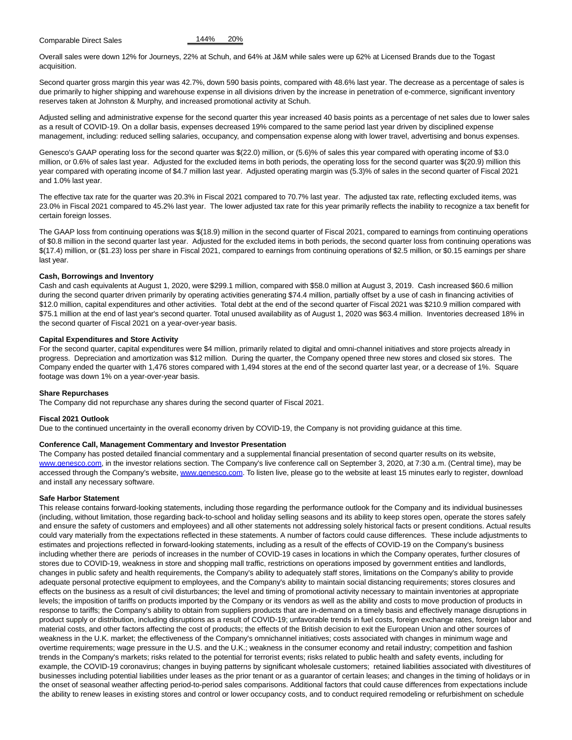| Comparable Direct Sales | 144% | 20% |
|---|---|---|

Overall sales were down 12% for Journeys, 22% at Schuh, and 64% at J&M while sales were up 62% at Licensed Brands due to the Togast acquisition.

Second quarter gross margin this year was 42.7%, down 590 basis points, compared with 48.6% last year. The decrease as a percentage of sales is due primarily to higher shipping and warehouse expense in all divisions driven by the increase in penetration of e-commerce, significant inventory reserves taken at Johnston & Murphy, and increased promotional activity at Schuh.

Adjusted selling and administrative expense for the second quarter this year increased 40 basis points as a percentage of net sales due to lower sales as a result of COVID-19. On a dollar basis, expenses decreased 19% compared to the same period last year driven by disciplined expense management, including: reduced selling salaries, occupancy, and compensation expense along with lower travel, advertising and bonus expenses.

Genesco's GAAP operating loss for the second quarter was $(22.0) million, or (5.6)% of sales this year compared with operating income of $3.0 million, or 0.6% of sales last year. Adjusted for the excluded items in both periods, the operating loss for the second quarter was $(20.9) million this year compared with operating income of $4.7 million last year. Adjusted operating margin was (5.3)% of sales in the second quarter of Fiscal 2021 and 1.0% last year.

The effective tax rate for the quarter was 20.3% in Fiscal 2021 compared to 70.7% last year. The adjusted tax rate, reflecting excluded items, was 23.0% in Fiscal 2021 compared to 45.2% last year. The lower adjusted tax rate for this year primarily reflects the inability to recognize a tax benefit for certain foreign losses.

The GAAP loss from continuing operations was $(18.9) million in the second quarter of Fiscal 2021, compared to earnings from continuing operations of $0.8 million in the second quarter last year. Adjusted for the excluded items in both periods, the second quarter loss from continuing operations was $(17.4) million, or ($1.23) loss per share in Fiscal 2021, compared to earnings from continuing operations of $2.5 million, or $0.15 earnings per share last year.

**Cash, Borrowings and Inventory**

Cash and cash equivalents at August 1, 2020, were $299.1 million, compared with $58.0 million at August 3, 2019. Cash increased $60.6 million during the second quarter driven primarily by operating activities generating $74.4 million, partially offset by a use of cash in financing activities of $12.0 million, capital expenditures and other activities. Total debt at the end of the second quarter of Fiscal 2021 was $210.9 million compared with $75.1 million at the end of last year's second quarter. Total unused availability as of August 1, 2020 was $63.4 million. Inventories decreased 18% in the second quarter of Fiscal 2021 on a year-over-year basis.

**Capital Expenditures and Store Activity**

For the second quarter, capital expenditures were $4 million, primarily related to digital and omni-channel initiatives and store projects already in progress. Depreciation and amortization was $12 million. During the quarter, the Company opened three new stores and closed six stores. The Company ended the quarter with 1,476 stores compared with 1,494 stores at the end of the second quarter last year, or a decrease of 1%. Square footage was down 1% on a year-over-year basis.

**Share Repurchases**

The Company did not repurchase any shares during the second quarter of Fiscal 2021.

**Fiscal 2021 Outlook**

Due to the continued uncertainty in the overall economy driven by COVID-19, the Company is not providing guidance at this time.

**Conference Call, Management Commentary and Investor Presentation**

The Company has posted detailed financial commentary and a supplemental financial presentation of second quarter results on its website, www.genesco.com, in the investor relations section. The Company's live conference call on September 3, 2020, at 7:30 a.m. (Central time), may be accessed through the Company's website, www.genesco.com. To listen live, please go to the website at least 15 minutes early to register, download and install any necessary software.

**Safe Harbor Statement**

This release contains forward-looking statements, including those regarding the performance outlook for the Company and its individual businesses (including, without limitation, those regarding back-to-school and holiday selling seasons and its ability to keep stores open, operate the stores safely and ensure the safety of customers and employees) and all other statements not addressing solely historical facts or present conditions. Actual results could vary materially from the expectations reflected in these statements. A number of factors could cause differences. These include adjustments to estimates and projections reflected in forward-looking statements, including as a result of the effects of COVID-19 on the Company's business including whether there are periods of increases in the number of COVID-19 cases in locations in which the Company operates, further closures of stores due to COVID-19, weakness in store and shopping mall traffic, restrictions on operations imposed by government entities and landlords, changes in public safety and health requirements, the Company's ability to adequately staff stores, limitations on the Company's ability to provide adequate personal protective equipment to employees, and the Company's ability to maintain social distancing requirements; stores closures and effects on the business as a result of civil disturbances; the level and timing of promotional activity necessary to maintain inventories at appropriate levels; the imposition of tariffs on products imported by the Company or its vendors as well as the ability and costs to move production of products in response to tariffs; the Company's ability to obtain from suppliers products that are in-demand on a timely basis and effectively manage disruptions in product supply or distribution, including disruptions as a result of COVID-19; unfavorable trends in fuel costs, foreign exchange rates, foreign labor and material costs, and other factors affecting the cost of products; the effects of the British decision to exit the European Union and other sources of weakness in the U.K. market; the effectiveness of the Company's omnichannel initiatives; costs associated with changes in minimum wage and overtime requirements; wage pressure in the U.S. and the U.K.; weakness in the consumer economy and retail industry; competition and fashion trends in the Company's markets; risks related to the potential for terrorist events; risks related to public health and safety events, including for example, the COVID-19 coronavirus; changes in buying patterns by significant wholesale customers; retained liabilities associated with divestitures of businesses including potential liabilities under leases as the prior tenant or as a guarantor of certain leases; and changes in the timing of holidays or in the onset of seasonal weather affecting period-to-period sales comparisons. Additional factors that could cause differences from expectations include the ability to renew leases in existing stores and control or lower occupancy costs, and to conduct required remodeling or refurbishment on schedule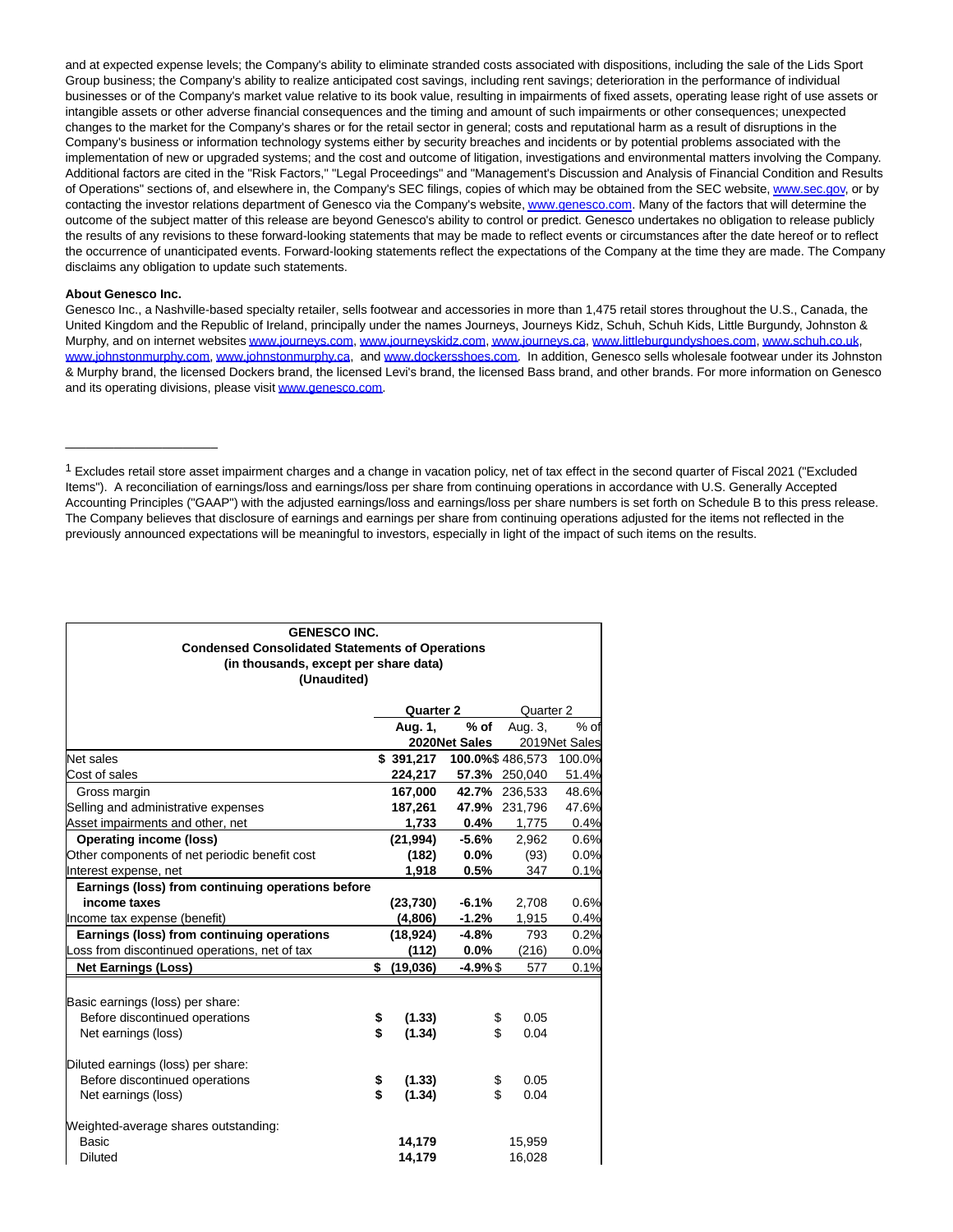and at expected expense levels; the Company's ability to eliminate stranded costs associated with dispositions, including the sale of the Lids Sport Group business; the Company's ability to realize anticipated cost savings, including rent savings; deterioration in the performance of individual businesses or of the Company's market value relative to its book value, resulting in impairments of fixed assets, operating lease right of use assets or intangible assets or other adverse financial consequences and the timing and amount of such impairments or other consequences; unexpected changes to the market for the Company's shares or for the retail sector in general; costs and reputational harm as a result of disruptions in the Company's business or information technology systems either by security breaches and incidents or by potential problems associated with the implementation of new or upgraded systems; and the cost and outcome of litigation, investigations and environmental matters involving the Company. Additional factors are cited in the "Risk Factors," "Legal Proceedings" and "Management's Discussion and Analysis of Financial Condition and Results of Operations" sections of, and elsewhere in, the Company's SEC filings, copies of which may be obtained from the SEC website, www.sec.gov, or by contacting the investor relations department of Genesco via the Company's website, www.genesco.com. Many of the factors that will determine the outcome of the subject matter of this release are beyond Genesco's ability to control or predict. Genesco undertakes no obligation to release publicly the results of any revisions to these forward-looking statements that may be made to reflect events or circumstances after the date hereof or to reflect the occurrence of unanticipated events. Forward-looking statements reflect the expectations of the Company at the time they are made. The Company disclaims any obligation to update such statements.

**About Genesco Inc.**

Genesco Inc., a Nashville-based specialty retailer, sells footwear and accessories in more than 1,475 retail stores throughout the U.S., Canada, the United Kingdom and the Republic of Ireland, principally under the names Journeys, Journeys Kidz, Schuh, Schuh Kids, Little Burgundy, Johnston & Murphy, and on internet websites www.journeys.com, www.journeyskidz.com, www.journeys.ca, www.littleburgundyshoes.com, www.schuh.co.uk, www.johnstonmurphy.com, www.johnstonmurphy.ca, and www.dockersshoes.com. In addition, Genesco sells wholesale footwear under its Johnston & Murphy brand, the licensed Dockers brand, the licensed Levi's brand, the licensed Bass brand, and other brands. For more information on Genesco and its operating divisions, please visit www.genesco.com.

---

[1] Excludes retail store asset impairment charges and a change in vacation policy, net of tax effect in the second quarter of Fiscal 2021 ("Excluded Items"). A reconciliation of earnings/loss and earnings/loss per share from continuing operations in accordance with U.S. Generally Accepted Accounting Principles ("GAAP") with the adjusted earnings/loss and earnings/loss per share numbers is set forth on Schedule B to this press release. The Company believes that disclosure of earnings and earnings per share from continuing operations adjusted for the items not reflected in the previously announced expectations will be meaningful to investors, especially in light of the impact of such items on the results.

**GENESCO INC.**
**Condensed Consolidated Statements of Operations**
**(in thousands, except per share data)**
**(Unaudited)**

| | **Quarter 2** | | Quarter 2 | |
|---|---|---|---|---|
| | **Aug. 1, 2020** | **% of Net Sales** | Aug. 3, 2019 | % of Net Sales |
| Net sales | **$ 391,217** | **100.0%** | $ 486,573 | 100.0% |
| Cost of sales | **224,217** | **57.3%** | 250,040 | 51.4% |
| Gross margin | **167,000** | **42.7%** | 236,533 | 48.6% |
| Selling and administrative expenses | **187,261** | **47.9%** | 231,796 | 47.6% |
| Asset impairments and other, net | **1,733** | **0.4%** | 1,775 | 0.4% |
| **Operating income (loss)** | **(21,994)** | **-5.6%** | 2,962 | 0.6% |
| Other components of net periodic benefit cost | **(182)** | **0.0%** | (93) | 0.0% |
| Interest expense, net | **1,918** | **0.5%** | 347 | 0.1% |
| **Earnings (loss) from continuing operations before income taxes** | **(23,730)** | **-6.1%** | 2,708 | 0.6% |
| Income tax expense (benefit) | **(4,806)** | **-1.2%** | 1,915 | 0.4% |
| **Earnings (loss) from continuing operations** | **(18,924)** | **-4.8%** | 793 | 0.2% |
| Loss from discontinued operations, net of tax | **(112)** | **0.0%** | (216) | 0.0% |
| **Net Earnings (Loss)** | **$ (19,036)** | **-4.9%** | $ 577 | 0.1% |
| | | | | |
| Basic earnings (loss) per share: | | | | |
| Before discontinued operations | **$ (1.33)** | | $ 0.05 | |
| Net earnings (loss) | **$ (1.34)** | | $ 0.04 | |
| | | | | |
| Diluted earnings (loss) per share: | | | | |
| Before discontinued operations | **$ (1.33)** | | $ 0.05 | |
| Net earnings (loss) | **$ (1.34)** | | $ 0.04 | |
| | | | | |
| Weighted-average shares outstanding: | | | | |
| Basic | **14,179** | | 15,959 | |
| Diluted | **14,179** | | 16,028 | |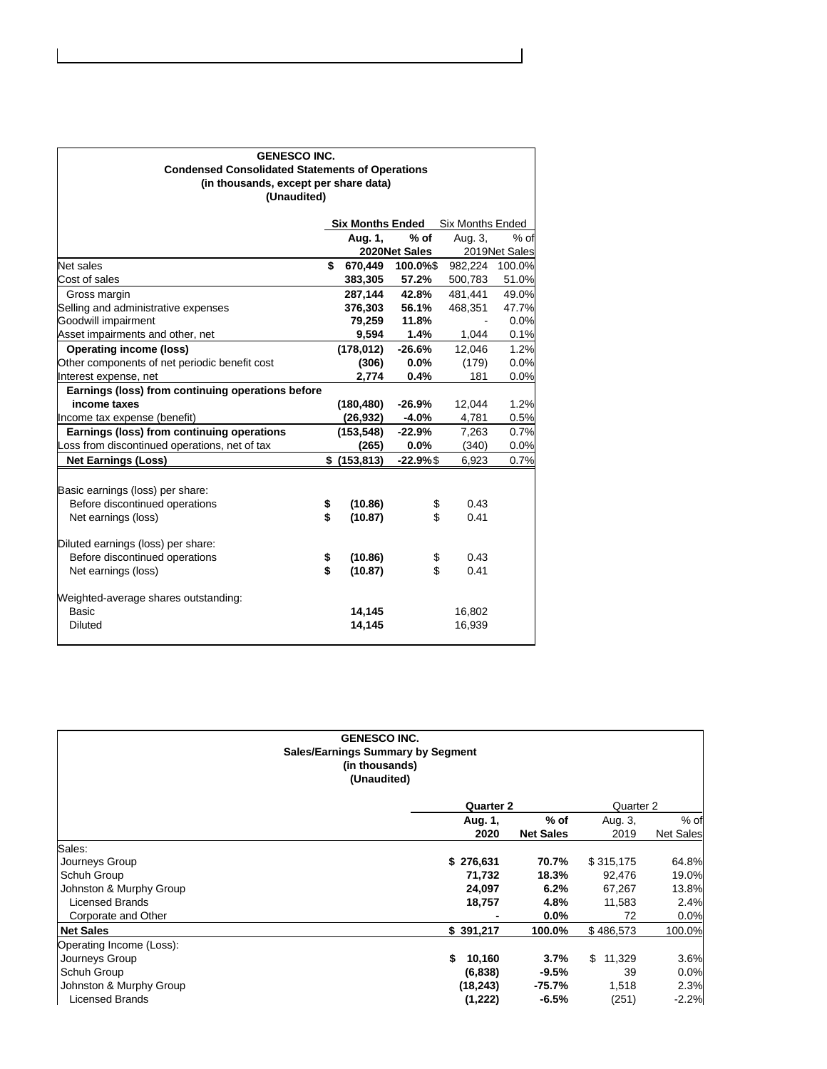**GENESCO INC.**
**Condensed Consolidated Statements of Operations**
**(in thousands, except per share data)**
**(Unaudited)**

| | **Six Months Ended** | | Six Months Ended | |
|---|---|---|---|---|
| | **Aug. 1, 2020** | **% of Net Sales** | Aug. 3, 2019 | % of Net Sales |
| Net sales | **$ 670,449** | **100.0%** | $ 982,224 | 100.0% |
| Cost of sales | **383,305** | **57.2%** | 500,783 | 51.0% |
| Gross margin | **287,144** | **42.8%** | 481,441 | 49.0% |
| Selling and administrative expenses | **376,303** | **56.1%** | 468,351 | 47.7% |
| Goodwill impairment | **79,259** | **11.8%** | - | 0.0% |
| Asset impairments and other, net | **9,594** | **1.4%** | 1,044 | 0.1% |
| **Operating income (loss)** | **(178,012)** | **-26.6%** | 12,046 | 1.2% |
| Other components of net periodic benefit cost | **(306)** | **0.0%** | (179) | 0.0% |
| Interest expense, net | **2,774** | **0.4%** | 181 | 0.0% |
| **Earnings (loss) from continuing operations before income taxes** | **(180,480)** | **-26.9%** | 12,044 | 1.2% |
| Income tax expense (benefit) | **(26,932)** | **-4.0%** | 4,781 | 0.5% |
| **Earnings (loss) from continuing operations** | **(153,548)** | **-22.9%** | 7,263 | 0.7% |
| Loss from discontinued operations, net of tax | **(265)** | **0.0%** | (340) | 0.0% |
| **Net Earnings (Loss)** | **$ (153,813)** | **-22.9%** | $ 6,923 | 0.7% |
| | | | | |
| Basic earnings (loss) per share: | | | | |
| Before discontinued operations | **$ (10.86)** | | $ 0.43 | |
| Net earnings (loss) | **$ (10.87)** | | $ 0.41 | |
| | | | | |
| Diluted earnings (loss) per share: | | | | |
| Before discontinued operations | **$ (10.86)** | | $ 0.43 | |
| Net earnings (loss) | **$ (10.87)** | | $ 0.41 | |
| | | | | |
| Weighted-average shares outstanding: | | | | |
| Basic | **14,145** | | 16,802 | |
| Diluted | **14,145** | | 16,939 | |

**GENESCO INC.**
**Sales/Earnings Summary by Segment**
**(in thousands)**
**(Unaudited)**

| | **Quarter 2** | | Quarter 2 | |
|---|---|---|---|---|
| | **Aug. 1, 2020** | **% of Net Sales** | Aug. 3, 2019 | % of Net Sales |
| Sales: | | | | |
| Journeys Group | **$ 276,631** | **70.7%** | $ 315,175 | 64.8% |
| Schuh Group | **71,732** | **18.3%** | 92,476 | 19.0% |
| Johnston & Murphy Group | **24,097** | **6.2%** | 67,267 | 13.8% |
| Licensed Brands | **18,757** | **4.8%** | 11,583 | 2.4% |
| Corporate and Other | **-** | **0.0%** | 72 | 0.0% |
| **Net Sales** | **$ 391,217** | **100.0%** | $ 486,573 | 100.0% |
| Operating Income (Loss): | | | | |
| Journeys Group | **$ 10,160** | **3.7%** | $ 11,329 | 3.6% |
| Schuh Group | **(6,838)** | **-9.5%** | 39 | 0.0% |
| Johnston & Murphy Group | **(18,243)** | **-75.7%** | 1,518 | 2.3% |
| Licensed Brands | **(1,222)** | **-6.5%** | (251) | -2.2% |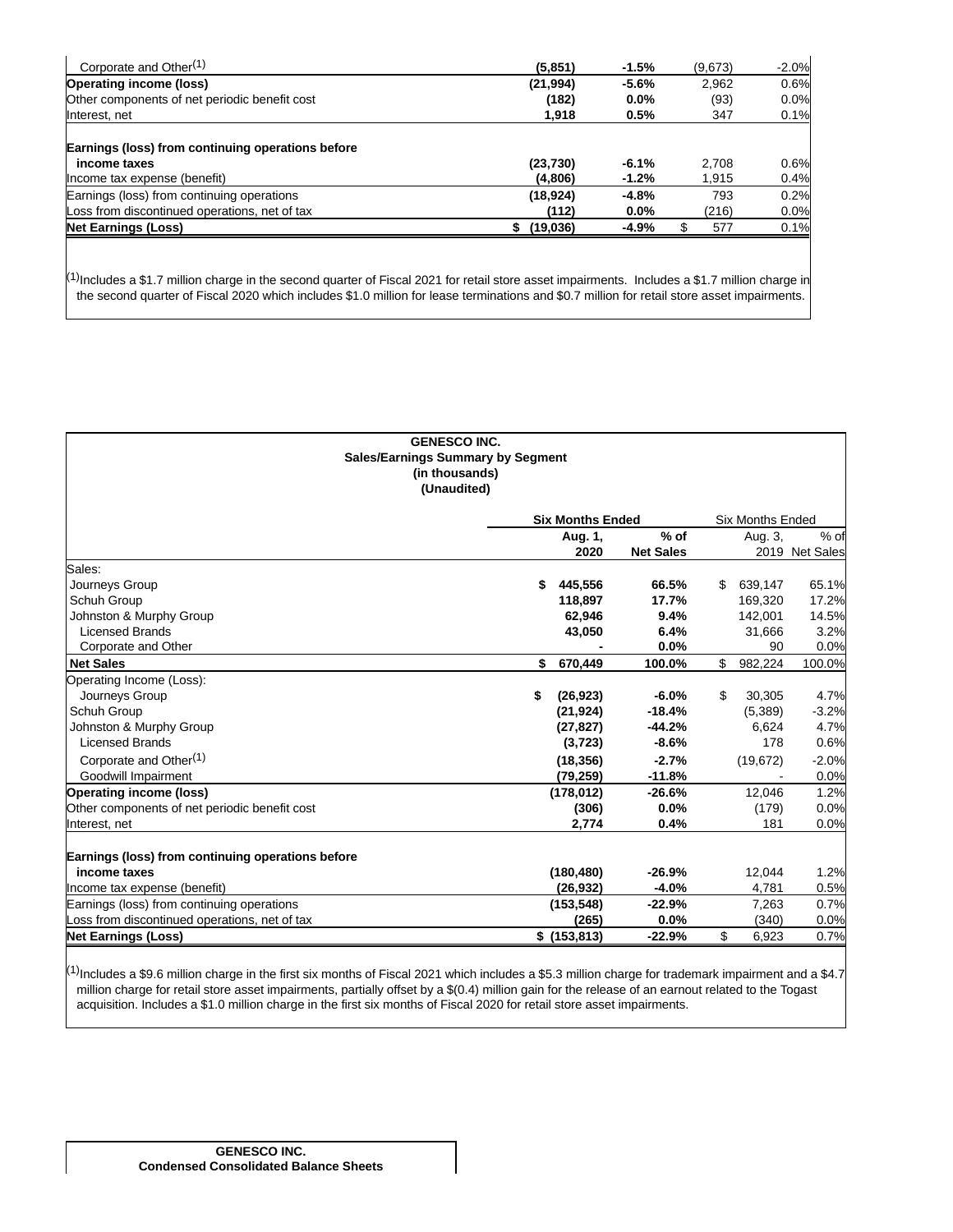| | | | | |
|---|---|---|---|---|
| Corporate and Other[1] | **(5,851)** | **-1.5%** | (9,673) | -2.0% |
| **Operating income (loss)** | **(21,994)** | **-5.6%** | 2,962 | 0.6% |
| Other components of net periodic benefit cost | **(182)** | **0.0%** | (93) | 0.0% |
| Interest, net | **1,918** | **0.5%** | 347 | 0.1% |
| **Earnings (loss) from continuing operations before income taxes** | **(23,730)** | **-6.1%** | 2,708 | 0.6% |
| Income tax expense (benefit) | **(4,806)** | **-1.2%** | 1,915 | 0.4% |
| Earnings (loss) from continuing operations | **(18,924)** | **-4.8%** | 793 | 0.2% |
| Loss from discontinued operations, net of tax | **(112)** | **0.0%** | (216) | 0.0% |
| **Net Earnings (Loss)** | **$ (19,036)** | **-4.9%** | $ 577 | 0.1% |

[1]Includes a $1.7 million charge in the second quarter of Fiscal 2021 for retail store asset impairments. Includes a $1.7 million charge in the second quarter of Fiscal 2020 which includes $1.0 million for lease terminations and $0.7 million for retail store asset impairments.

**GENESCO INC.**
**Sales/Earnings Summary by Segment**
**(in thousands)**
**(Unaudited)**

| | **Six Months Ended** | | Six Months Ended | |
|---|---|---|---|---|
| | **Aug. 1, 2020** | **% of Net Sales** | Aug. 3, 2019 | % of Net Sales |
| Sales: | | | | |
| Journeys Group | **$ 445,556** | **66.5%** | $ 639,147 | 65.1% |
| Schuh Group | **118,897** | **17.7%** | 169,320 | 17.2% |
| Johnston & Murphy Group | **62,946** | **9.4%** | 142,001 | 14.5% |
| Licensed Brands | **43,050** | **6.4%** | 31,666 | 3.2% |
| Corporate and Other | **-** | **0.0%** | 90 | 0.0% |
| **Net Sales** | **$ 670,449** | **100.0%** | $ 982,224 | 100.0% |
| Operating Income (Loss): | | | | |
| Journeys Group | **$ (26,923)** | **-6.0%** | $ 30,305 | 4.7% |
| Schuh Group | **(21,924)** | **-18.4%** | (5,389) | -3.2% |
| Johnston & Murphy Group | **(27,827)** | **-44.2%** | 6,624 | 4.7% |
| Licensed Brands | **(3,723)** | **-8.6%** | 178 | 0.6% |
| Corporate and Other[1] | **(18,356)** | **-2.7%** | (19,672) | -2.0% |
| Goodwill Impairment | **(79,259)** | **-11.8%** | - | 0.0% |
| **Operating income (loss)** | **(178,012)** | **-26.6%** | 12,046 | 1.2% |
| Other components of net periodic benefit cost | **(306)** | **0.0%** | (179) | 0.0% |
| Interest, net | **2,774** | **0.4%** | 181 | 0.0% |
| **Earnings (loss) from continuing operations before income taxes** | **(180,480)** | **-26.9%** | 12,044 | 1.2% |
| Income tax expense (benefit) | **(26,932)** | **-4.0%** | 4,781 | 0.5% |
| Earnings (loss) from continuing operations | **(153,548)** | **-22.9%** | 7,263 | 0.7% |
| Loss from discontinued operations, net of tax | **(265)** | **0.0%** | (340) | 0.0% |
| **Net Earnings (Loss)** | **$ (153,813)** | **-22.9%** | $ 6,923 | 0.7% |

[1]Includes a $9.6 million charge in the first six months of Fiscal 2021 which includes a $5.3 million charge for trademark impairment and a $4.7 million charge for retail store asset impairments, partially offset by a $(0.4) million gain for the release of an earnout related to the Togast acquisition. Includes a $1.0 million charge in the first six months of Fiscal 2020 for retail store asset impairments.

**GENESCO INC.**
**Condensed Consolidated Balance Sheets**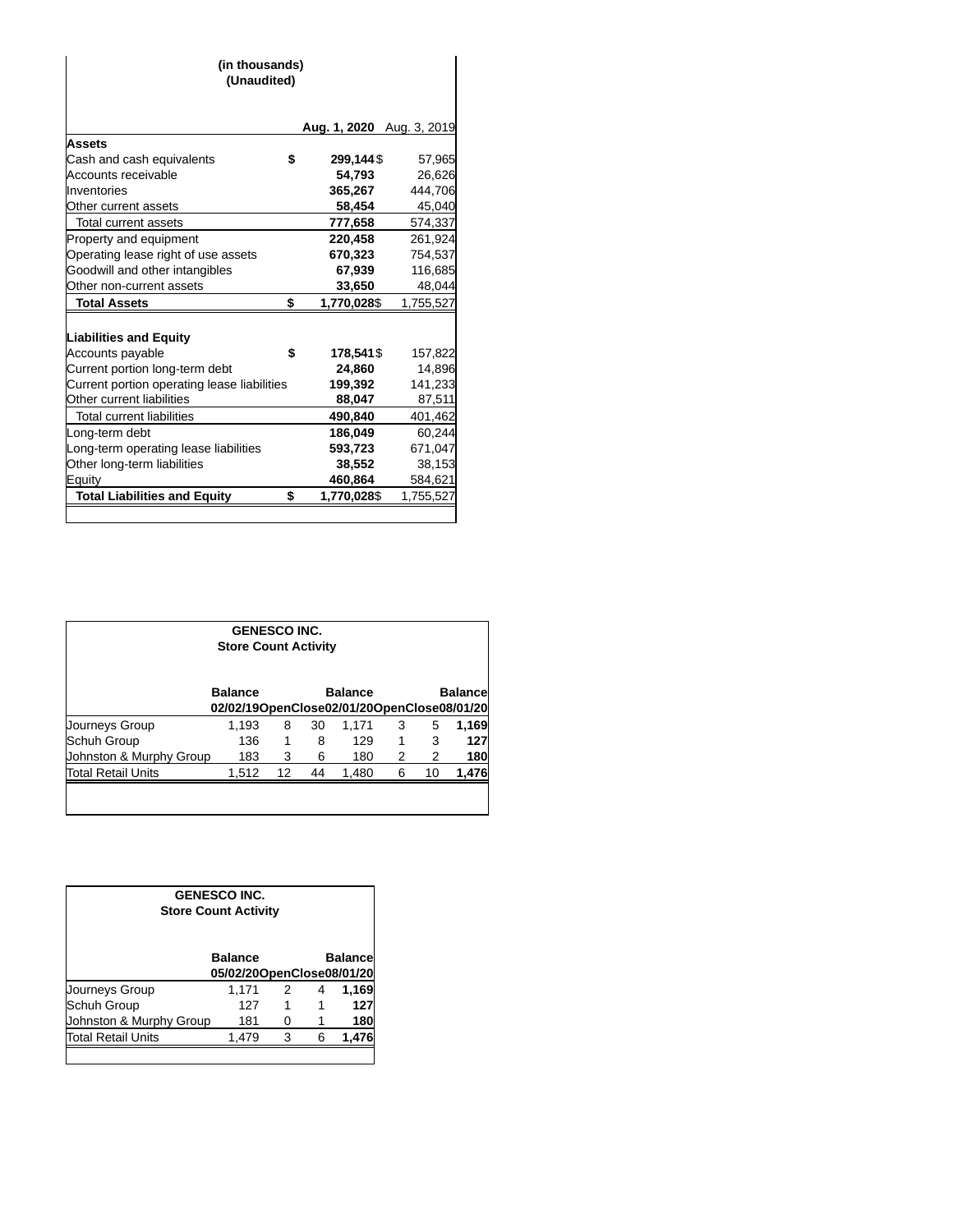(in thousands)
(Unaudited)

| | Aug. 1, 2020 | Aug. 3, 2019 |
|---|---|---|
| **Assets** | | |
| Cash and cash equivalents | $ **299,144** | $ 57,965 |
| Accounts receivable | **54,793** | 26,626 |
| Inventories | **365,267** | 444,706 |
| Other current assets | **58,454** | 45,040 |
| Total current assets | **777,658** | 574,337 |
| Property and equipment | **220,458** | 261,924 |
| Operating lease right of use assets | **670,323** | 754,537 |
| Goodwill and other intangibles | **67,939** | 116,685 |
| Other non-current assets | **33,650** | 48,044 |
| **Total Assets** | $ **1,770,028** | $ 1,755,527 |
| **Liabilities and Equity** | | |
| Accounts payable | $ **178,541** | $ 157,822 |
| Current portion long-term debt | **24,860** | 14,896 |
| Current portion operating lease liabilities | **199,392** | 141,233 |
| Other current liabilities | **88,047** | 87,511 |
| Total current liabilities | **490,840** | 401,462 |
| Long-term debt | **186,049** | 60,244 |
| Long-term operating lease liabilities | **593,723** | 671,047 |
| Other long-term liabilities | **38,552** | 38,153 |
| Equity | **460,864** | 584,621 |
| **Total Liabilities and Equity** | $ **1,770,028** | $ 1,755,527 |

**GENESCO INC.**
**Store Count Activity**

| | Balance 02/02/19 | Open | Close | Balance 02/01/20 | Open | Close | Balance 08/01/20 |
|---|---|---|---|---|---|---|---|
| Journeys Group | 1,193 | 8 | 30 | 1,171 | 3 | 5 | **1,169** |
| Schuh Group | 136 | 1 | 8 | 129 | 1 | 3 | **127** |
| Johnston & Murphy Group | 183 | 3 | 6 | 180 | 2 | 2 | **180** |
| Total Retail Units | 1,512 | 12 | 44 | 1,480 | 6 | 10 | **1,476** |

**GENESCO INC.**
**Store Count Activity**

| | Balance 05/02/20 | Open | Close | Balance 08/01/20 |
|---|---|---|---|---|
| Journeys Group | 1,171 | 2 | 4 | **1,169** |
| Schuh Group | 127 | 1 | 1 | **127** |
| Johnston & Murphy Group | 181 | 0 | 1 | **180** |
| Total Retail Units | 1,479 | 3 | 6 | **1,476** |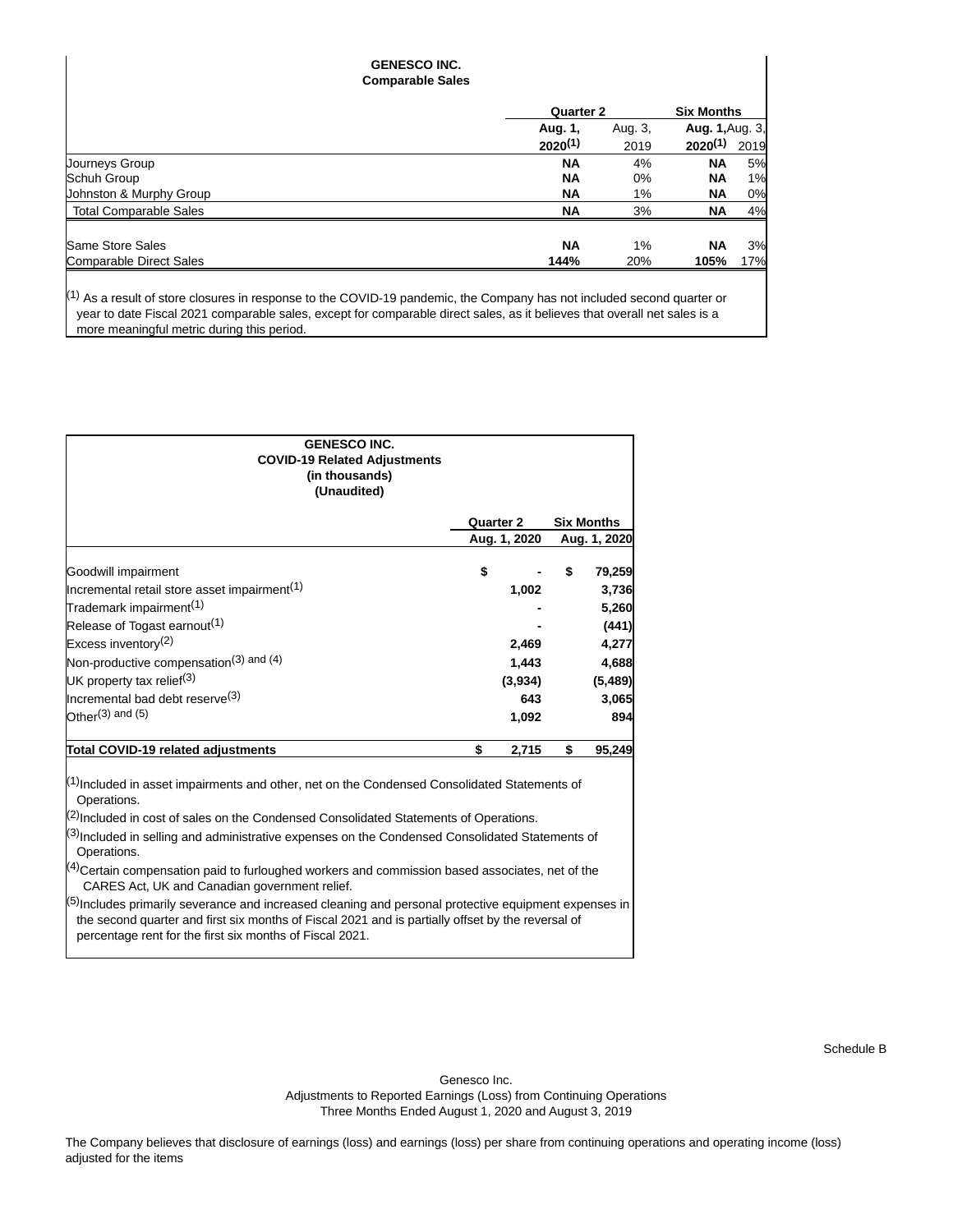**GENESCO INC.**
**Comparable Sales**

| | Quarter 2 | | Six Months | |
|---|---|---|---|---|
| | **Aug. 1, 2020[1]** | Aug. 3, 2019 | **Aug. 1, 2020[1]** | Aug. 3, 2019 |
| Journeys Group | **NA** | 4% | **NA** | 5% |
| Schuh Group | **NA** | 0% | **NA** | 1% |
| Johnston & Murphy Group | **NA** | 1% | **NA** | 0% |
| Total Comparable Sales | **NA** | 3% | **NA** | 4% |
| Same Store Sales | **NA** | 1% | **NA** | 3% |
| Comparable Direct Sales | **144%** | 20% | **105%** | 17% |

[1] As a result of store closures in response to the COVID-19 pandemic, the Company has not included second quarter or year to date Fiscal 2021 comparable sales, except for comparable direct sales, as it believes that overall net sales is a more meaningful metric during this period.

**GENESCO INC.**
**COVID-19 Related Adjustments**
**(in thousands)**
**(Unaudited)**

| | Quarter 2 Aug. 1, 2020 | Six Months Aug. 1, 2020 |
|---|---|---|
| Goodwill impairment | **$ -** | **$ 79,259** |
| Incremental retail store asset impairment[1] | **1,002** | **3,736** |
| Trademark impairment[1] | **-** | **5,260** |
| Release of Togast earnout[1] | **-** | **(441)** |
| Excess inventory[2] | **2,469** | **4,277** |
| Non-productive compensation[3] and [4] | **1,443** | **4,688** |
| UK property tax relief[3] | **(3,934)** | **(5,489)** |
| Incremental bad debt reserve[3] | **643** | **3,065** |
| Other[3] and [5] | **1,092** | **894** |
| **Total COVID-19 related adjustments** | **$ 2,715** | **$ 95,249** |

[1] Included in asset impairments and other, net on the Condensed Consolidated Statements of Operations.

[2] Included in cost of sales on the Condensed Consolidated Statements of Operations.

[3] Included in selling and administrative expenses on the Condensed Consolidated Statements of Operations.

[4] Certain compensation paid to furloughed workers and commission based associates, net of the CARES Act, UK and Canadian government relief.

[5] Includes primarily severance and increased cleaning and personal protective equipment expenses in the second quarter and first six months of Fiscal 2021 and is partially offset by the reversal of percentage rent for the first six months of Fiscal 2021.

Schedule B

Genesco Inc.
Adjustments to Reported Earnings (Loss) from Continuing Operations
Three Months Ended August 1, 2020 and August 3, 2019

The Company believes that disclosure of earnings (loss) and earnings (loss) per share from continuing operations and operating income (loss) adjusted for the items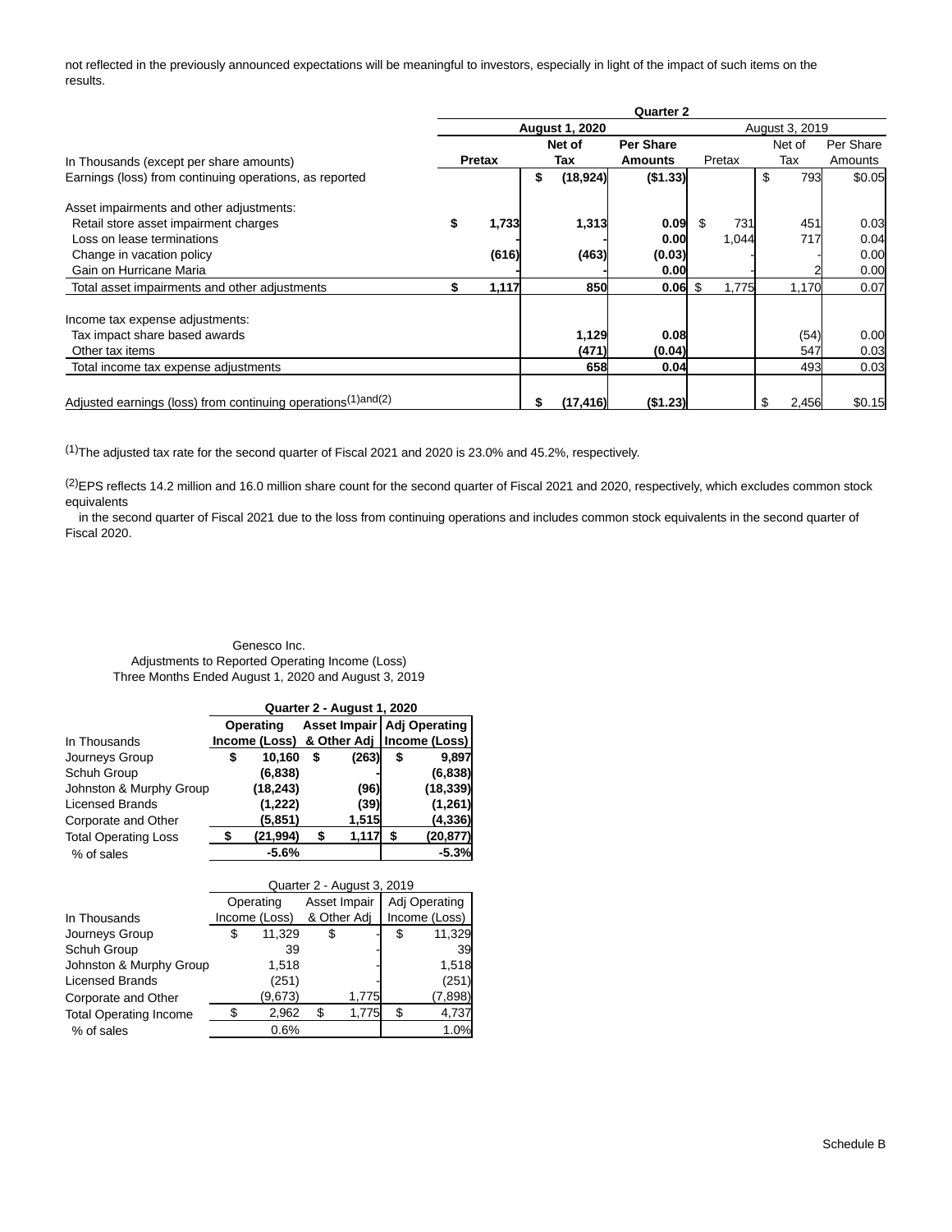not reflected in the previously announced expectations will be meaningful to investors, especially in light of the impact of such items on the results.

| | Quarter 2 | | | | | |
|---|---|---|---|---|---|---|
| | August 1, 2020 | | | August 3, 2019 | | |
| In Thousands (except per share amounts) | Pretax | Net of Tax | Per Share Amounts | Pretax | Net of Tax | Per Share Amounts |
| Earnings (loss) from continuing operations, as reported | | $ (18,924) | ($1.33) | | $ 793 | $0.05 |
| Asset impairments and other adjustments: | | | | | | |
| Retail store asset impairment charges | $ 1,733 | 1,313 | 0.09 | $ 731 | 451 | 0.03 |
| Loss on lease terminations | - | - | 0.00 | 1,044 | 717 | 0.04 |
| Change in vacation policy | (616) | (463) | (0.03) | - | - | 0.00 |
| Gain on Hurricane Maria | - | - | 0.00 | - | 2 | 0.00 |
| Total asset impairments and other adjustments | $ 1,117 | 850 | 0.06 | $ 1,775 | 1,170 | 0.07 |
| Income tax expense adjustments: | | | | | | |
| Tax impact share based awards | | 1,129 | 0.08 | | (54) | 0.00 |
| Other tax items | | (471) | (0.04) | | 547 | 0.03 |
| Total income tax expense adjustments | | 658 | 0.04 | | 493 | 0.03 |
| Adjusted earnings (loss) from continuing operations(1)and(2) | | $ (17,416) | ($1.23) | | $ 2,456 | $0.15 |

(1)The adjusted tax rate for the second quarter of Fiscal 2021 and 2020 is 23.0% and 45.2%, respectively.

(2)EPS reflects 14.2 million and 16.0 million share count for the second quarter of Fiscal 2021 and 2020, respectively, which excludes common stock equivalents in the second quarter of Fiscal 2021 due to the loss from continuing operations and includes common stock equivalents in the second quarter of Fiscal 2020.

Genesco Inc.
Adjustments to Reported Operating Income (Loss)
Three Months Ended August 1, 2020 and August 3, 2019

| | Quarter 2 - August 1, 2020 | | |
|---|---|---|---|
| In Thousands | Operating Income (Loss) | Asset Impair & Other Adj | Adj Operating Income (Loss) |
| Journeys Group | $ 10,160 | $ (263) | $ 9,897 |
| Schuh Group | (6,838) | - | (6,838) |
| Johnston & Murphy Group | (18,243) | (96) | (18,339) |
| Licensed Brands | (1,222) | (39) | (1,261) |
| Corporate and Other | (5,851) | 1,515 | (4,336) |
| Total Operating Loss | $ (21,994) | $ 1,117 | $ (20,877) |
| % of sales | -5.6% | | -5.3% |

| | Quarter 2 - August 3, 2019 | | |
|---|---|---|---|
| In Thousands | Operating Income (Loss) | Asset Impair & Other Adj | Adj Operating Income (Loss) |
| Journeys Group | $ 11,329 | $ - | $ 11,329 |
| Schuh Group | 39 | - | 39 |
| Johnston & Murphy Group | 1,518 | - | 1,518 |
| Licensed Brands | (251) | - | (251) |
| Corporate and Other | (9,673) | 1,775 | (7,898) |
| Total Operating Income | $ 2,962 | $ 1,775 | $ 4,737 |
| % of sales | 0.6% | | 1.0% |

Schedule B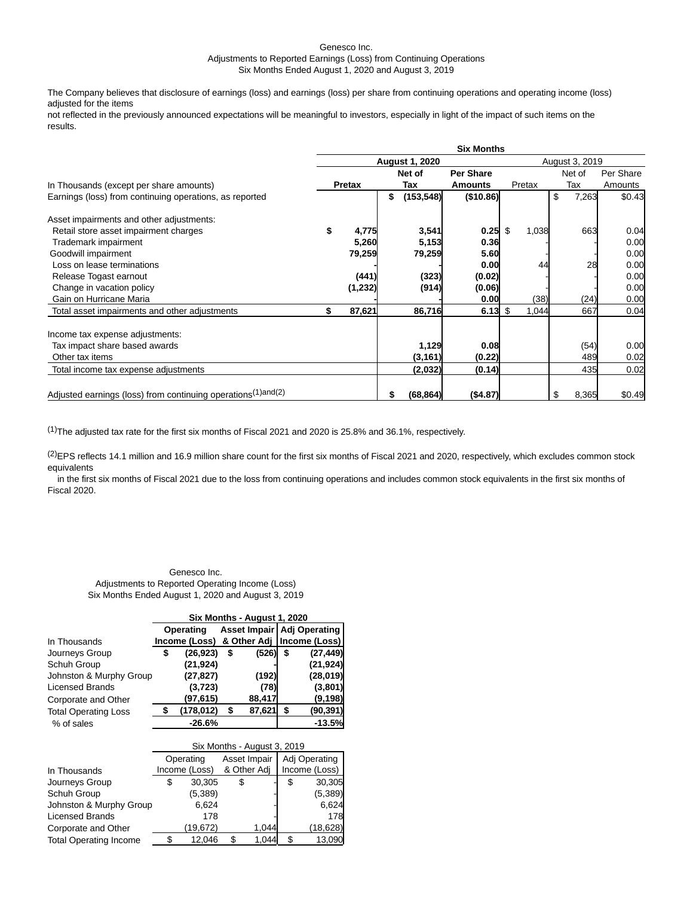Genesco Inc.
Adjustments to Reported Earnings (Loss) from Continuing Operations
Six Months Ended August 1, 2020 and August 3, 2019

The Company believes that disclosure of earnings (loss) and earnings (loss) per share from continuing operations and operating income (loss) adjusted for the items
not reflected in the previously announced expectations will be meaningful to investors, especially in light of the impact of such items on the results.

| | Six Months | | | | | |
|---|---|---|---|---|---|---|
| | August 1, 2020 | | | August 3, 2019 | | |
| In Thousands (except per share amounts) | Pretax | Net of Tax | Per Share Amounts | Pretax | Net of Tax | Per Share Amounts |
| Earnings (loss) from continuing operations, as reported | | $ (153,548) | ($10.86) | | $ 7,263 | $0.43 |
| | | | | | | |
| Asset impairments and other adjustments: | | | | | | |
| Retail store asset impairment charges | $ 4,775 | 3,541 | 0.25 | $ 1,038 | 663 | 0.04 |
| Trademark impairment | 5,260 | 5,153 | 0.36 | - | - | 0.00 |
| Goodwill impairment | 79,259 | 79,259 | 5.60 | - | - | 0.00 |
| Loss on lease terminations | - | - | 0.00 | 44 | 28 | 0.00 |
| Release Togast earnout | (441) | (323) | (0.02) | - | - | 0.00 |
| Change in vacation policy | (1,232) | (914) | (0.06) | - | - | 0.00 |
| Gain on Hurricane Maria | - | - | 0.00 | (38) | (24) | 0.00 |
| Total asset impairments and other adjustments | $ 87,621 | 86,716 | 6.13 | $ 1,044 | 667 | 0.04 |
| | | | | | | |
| Income tax expense adjustments: | | | | | | |
| Tax impact share based awards | | 1,129 | 0.08 | | (54) | 0.00 |
| Other tax items | | (3,161) | (0.22) | | 489 | 0.02 |
| Total income tax expense adjustments | | (2,032) | (0.14) | | 435 | 0.02 |
| | | | | | | |
| Adjusted earnings (loss) from continuing operations(1)and(2) | | $ (68,864) | ($4.87) | | $ 8,365 | $0.49 |

(1)The adjusted tax rate for the first six months of Fiscal 2021 and 2020 is 25.8% and 36.1%, respectively.

(2)EPS reflects 14.1 million and 16.9 million share count for the first six months of Fiscal 2021 and 2020, respectively, which excludes common stock equivalents in the first six months of Fiscal 2021 due to the loss from continuing operations and includes common stock equivalents in the first six months of Fiscal 2020.

Genesco Inc.
Adjustments to Reported Operating Income (Loss)
Six Months Ended August 1, 2020 and August 3, 2019

| | Six Months - August 1, 2020 | | |
|---|---|---|---|
| In Thousands | Operating Income (Loss) | Asset Impair & Other Adj | Adj Operating Income (Loss) |
| Journeys Group | $ (26,923) | $ (526) | $ (27,449) |
| Schuh Group | (21,924) | - | (21,924) |
| Johnston & Murphy Group | (27,827) | (192) | (28,019) |
| Licensed Brands | (3,723) | (78) | (3,801) |
| Corporate and Other | (97,615) | 88,417 | (9,198) |
| Total Operating Loss | $ (178,012) | $ 87,621 | $ (90,391) |
| % of sales | -26.6% | | -13.5% |

| | Six Months - August 3, 2019 | | |
|---|---|---|---|
| In Thousands | Operating Income (Loss) | Asset Impair & Other Adj | Adj Operating Income (Loss) |
| Journeys Group | $ 30,305 | $ - | $ 30,305 |
| Schuh Group | (5,389) | - | (5,389) |
| Johnston & Murphy Group | 6,624 | - | 6,624 |
| Licensed Brands | 178 | - | 178 |
| Corporate and Other | (19,672) | 1,044 | (18,628) |
| Total Operating Income | $ 12,046 | $ 1,044 | $ 13,090 |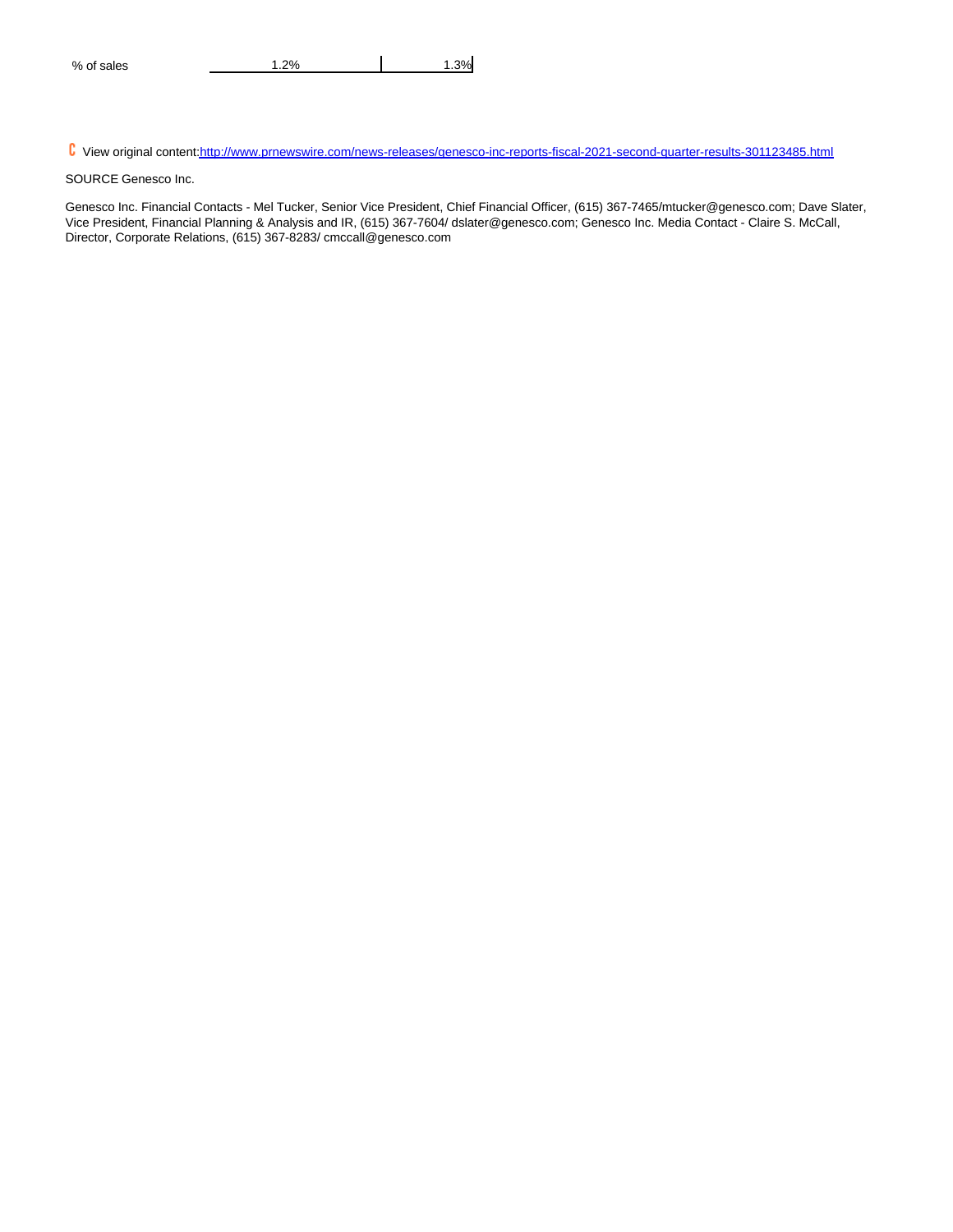| | | |
|---|---|---|
| % of sales | 1.2% | 1.3% |

View original content:http://www.prnewswire.com/news-releases/genesco-inc-reports-fiscal-2021-second-quarter-results-301123485.html

SOURCE Genesco Inc.

Genesco Inc. Financial Contacts - Mel Tucker, Senior Vice President, Chief Financial Officer, (615) 367-7465/mtucker@genesco.com; Dave Slater, Vice President, Financial Planning & Analysis and IR, (615) 367-7604/ dslater@genesco.com; Genesco Inc. Media Contact - Claire S. McCall, Director, Corporate Relations, (615) 367-8283/ cmccall@genesco.com